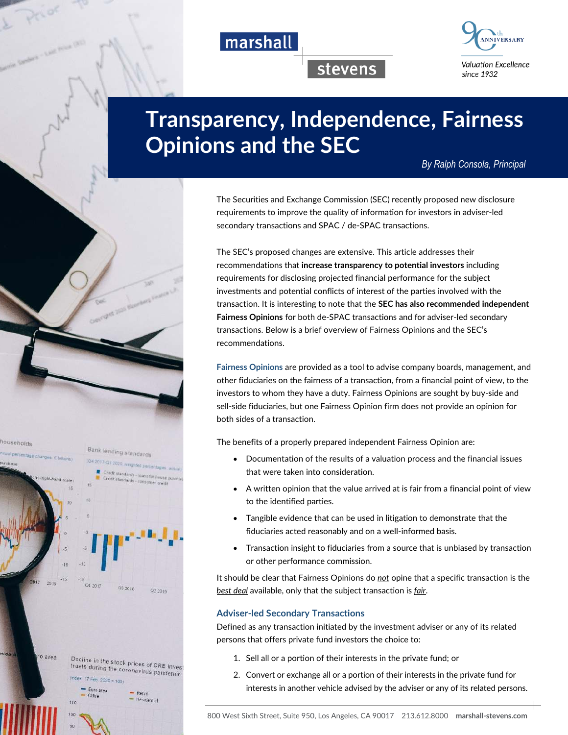# Transparency, Independence, Fairness Opinions and the SEC

*By Ralph Consola, Principal*

The Securities and Exchange Commission (SEC) recently proposed new disclosure requirements to improve the quality of information for investors in adviser-led secondary transactions and SPAC / de-SPAC transactions.

The SEC's proposed changes are extensive. This article addresses their recommendations that **increase transparency to potential investors** including requirements for disclosing projected financial performance for the subject investments and potential conflicts of interest of the parties involved with the transaction. It is interesting to note that the **SEC has also recommended independent Fairness Opinions** for both de-SPAC transactions and for adviser-led secondary transactions. Below is a brief overview of Fairness Opinions and the SEC's recommendations.

**Fairness Opinions** are provided as a tool to advise company boards, management, and other fiduciaries on the fairness of a transaction, from a financial point of view, to the investors to whom they have a duty. Fairness Opinions are sought by buy-side and sell-side fiduciaries, but one Fairness Opinion firm does not provide an opinion for both sides of a transaction.

The benefits of a properly prepared independent Fairness Opinion are:

- Documentation of the results of a valuation process and the financial issues that were taken into consideration.
- A written opinion that the value arrived at is fair from a financial point of view to the identified parties.
- Tangible evidence that can be used in litigation to demonstrate that the fiduciaries acted reasonably and on a well-informed basis.
- Transaction insight to fiduciaries from a source that is unbiased by transaction or other performance commission.

It should be clear that Fairness Opinions do ***not*** opine that a specific transaction is the ***best deal*** available, only that the subject transaction is ***fair***.

## Adviser-led Secondary Transactions

Defined as any transaction initiated by the investment adviser or any of its related persons that offers private fund investors the choice to:

1. Sell all or a portion of their interests in the private fund; or
2. Convert or exchange all or a portion of their interests in the private fund for interests in another vehicle advised by the adviser or any of its related persons.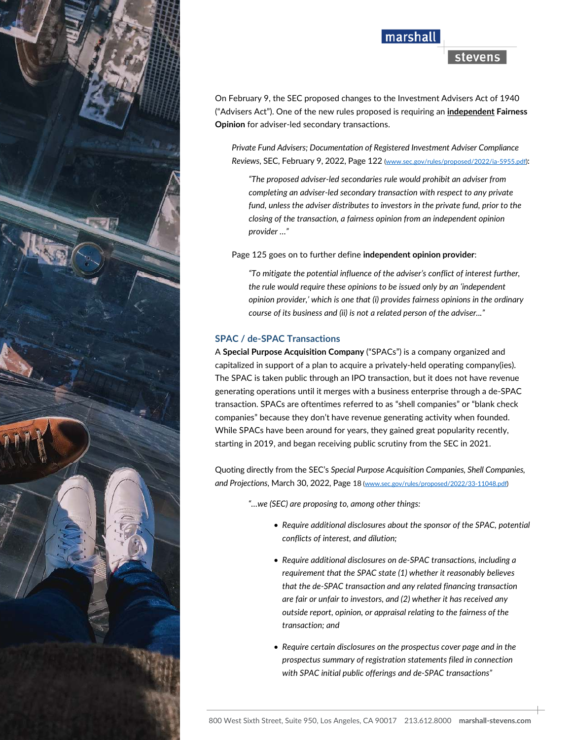On February 9, the SEC proposed changes to the Investment Advisers Act of 1940 ("Advisers Act"). One of the new rules proposed is requiring an **independent Fairness Opinion** for adviser-led secondary transactions.

> *Private Fund Advisers; Documentation of Registered Investment Adviser Compliance Reviews*, SEC, February 9, 2022, Page 122 (www.sec.gov/rules/proposed/2022/ia-5955.pdf):
>
> > *"The proposed adviser-led secondaries rule would prohibit an adviser from completing an adviser-led secondary transaction with respect to any private fund, unless the adviser distributes to investors in the private fund, prior to the closing of the transaction, a fairness opinion from an independent opinion provider …"*
>
> Page 125 goes on to further define **independent opinion provider**:
>
> > *"To mitigate the potential influence of the adviser's conflict of interest further, the rule would require these opinions to be issued only by an 'independent opinion provider,' which is one that (i) provides fairness opinions in the ordinary course of its business and (ii) is not a related person of the adviser…"*

## SPAC / de-SPAC Transactions

A **Special Purpose Acquisition Company** ("SPACs") is a company organized and capitalized in support of a plan to acquire a privately-held operating company(ies). The SPAC is taken public through an IPO transaction, but it does not have revenue generating operations until it merges with a business enterprise through a de-SPAC transaction. SPACs are oftentimes referred to as "shell companies" or "blank check companies" because they don't have revenue generating activity when founded. While SPACs have been around for years, they gained great popularity recently, starting in 2019, and began receiving public scrutiny from the SEC in 2021.

Quoting directly from the SEC's *Special Purpose Acquisition Companies, Shell Companies, and Projections*, March 30, 2022, Page 18 (www.sec.gov/rules/proposed/2022/33-11048.pdf)

> *"…we (SEC) are proposing to, among other things:*
>
> - *Require additional disclosures about the sponsor of the SPAC, potential conflicts of interest, and dilution;*
> - *Require additional disclosures on de-SPAC transactions, including a requirement that the SPAC state (1) whether it reasonably believes that the de-SPAC transaction and any related financing transaction are fair or unfair to investors, and (2) whether it has received any outside report, opinion, or appraisal relating to the fairness of the transaction; and*
> - *Require certain disclosures on the prospectus cover page and in the prospectus summary of registration statements filed in connection with SPAC initial public offerings and de-SPAC transactions"*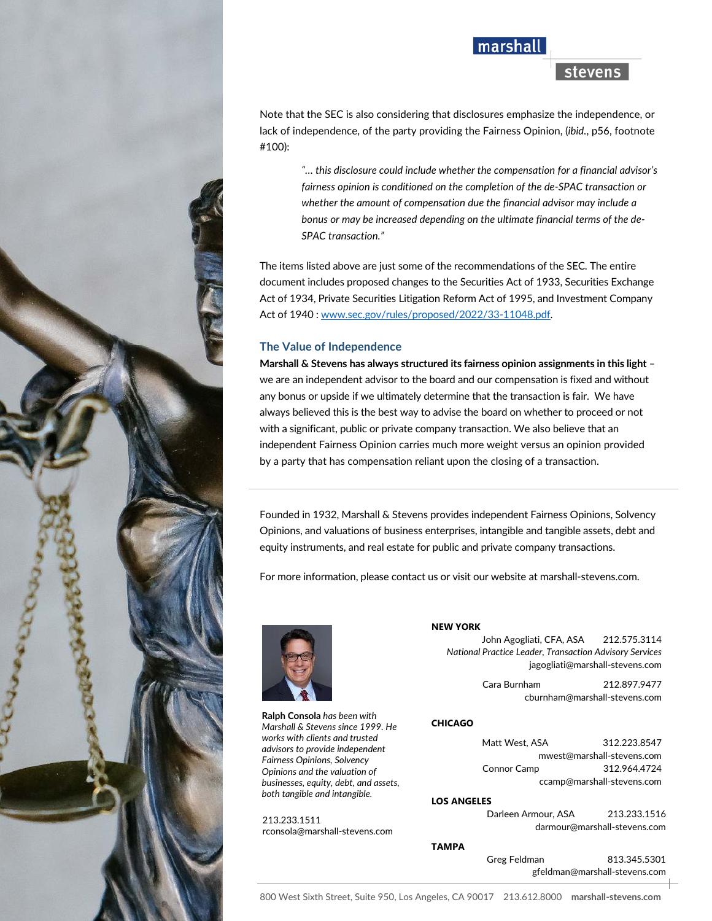Note that the SEC is also considering that disclosures emphasize the independence, or lack of independence, of the party providing the Fairness Opinion, (*ibid.*, p56, footnote #100):

> *"… this disclosure could include whether the compensation for a financial advisor's fairness opinion is conditioned on the completion of the de-SPAC transaction or whether the amount of compensation due the financial advisor may include a bonus or may be increased depending on the ultimate financial terms of the de-SPAC transaction."*

The items listed above are just some of the recommendations of the SEC. The entire document includes proposed changes to the Securities Act of 1933, Securities Exchange Act of 1934, Private Securities Litigation Reform Act of 1995, and Investment Company Act of 1940 : [www.sec.gov/rules/proposed/2022/33-11048.pdf](www.sec.gov/rules/proposed/2022/33-11048.pdf).

## The Value of Independence

**Marshall & Stevens has always structured its fairness opinion assignments in this light** – we are an independent advisor to the board and our compensation is fixed and without any bonus or upside if we ultimately determine that the transaction is fair. We have always believed this is the best way to advise the board on whether to proceed or not with a significant, public or private company transaction. We also believe that an independent Fairness Opinion carries much more weight versus an opinion provided by a party that has compensation reliant upon the closing of a transaction.

---

Founded in 1932, Marshall & Stevens provides independent Fairness Opinions, Solvency Opinions, and valuations of business enterprises, intangible and tangible assets, debt and equity instruments, and real estate for public and private company transactions.

For more information, please contact us or visit our website at marshall-stevens.com.

**Ralph Consola** *has been with Marshall & Stevens since 1999. He works with clients and trusted advisors to provide independent Fairness Opinions, Solvency Opinions and the valuation of businesses, equity, debt, and assets, both tangible and intangible.*

213.233.1511
rconsola@marshall-stevens.com

**NEW YORK**

John Agogliati, CFA, ASA 212.575.3114
*National Practice Leader, Transaction Advisory Services*
jagogliati@marshall-stevens.com

Cara Burnham 212.897.9477
cburnham@marshall-stevens.com

**CHICAGO**

Matt West, ASA 312.223.8547
mwest@marshall-stevens.com

Connor Camp 312.964.4724
ccamp@marshall-stevens.com

**LOS ANGELES**

Darleen Armour, ASA 213.233.1516
darmour@marshall-stevens.com

**TAMPA**

Greg Feldman 813.345.5301
gfeldman@marshall-stevens.com

800 West Sixth Street, Suite 950, Los Angeles, CA 90017 213.612.8000 **marshall-stevens.com**